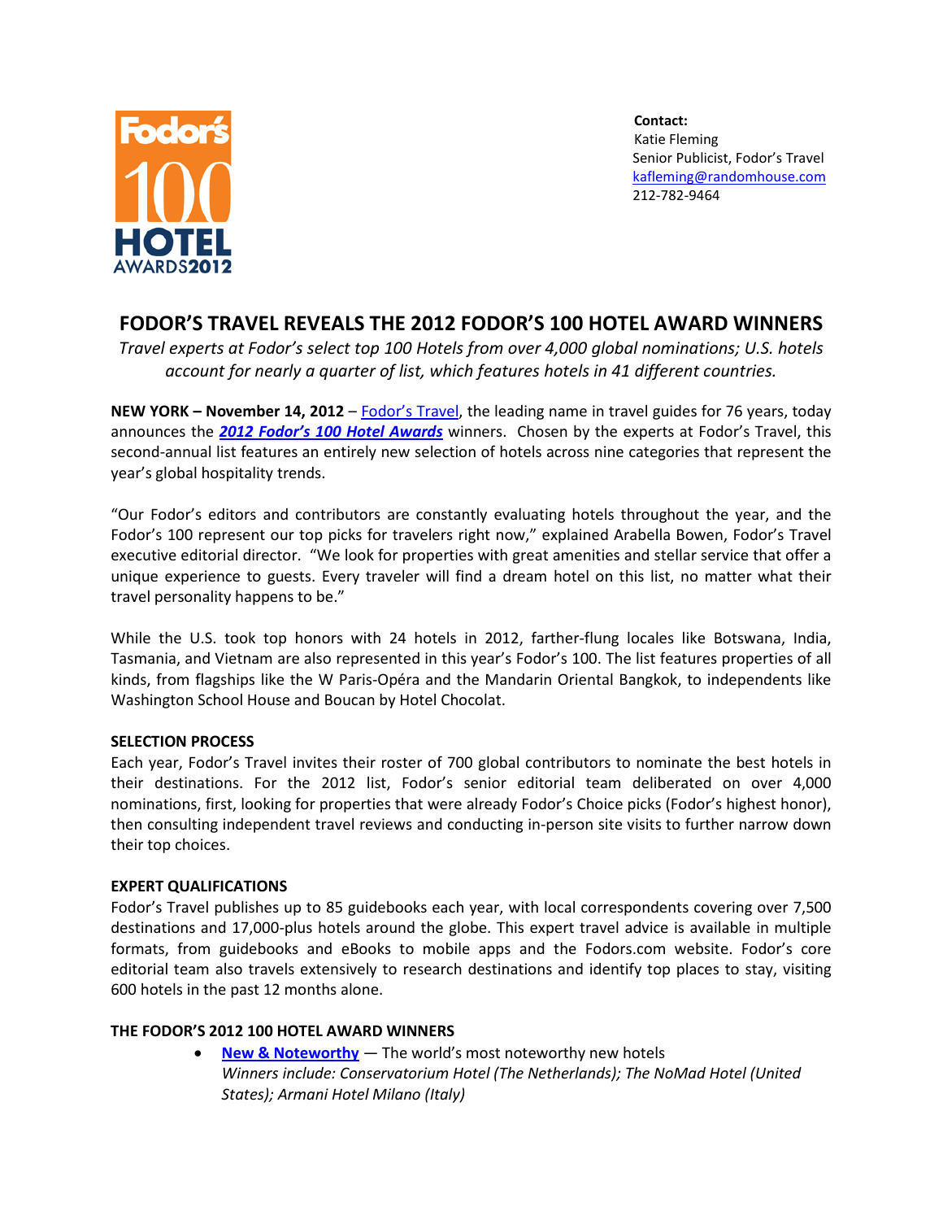Fodor's 100 HOTEL AWARDS 2012

**Contact:**
Katie Fleming
Senior Publicist, Fodor's Travel
kafleming@randomhouse.com
212-782-9464

# FODOR'S TRAVEL REVEALS THE 2012 FODOR'S 100 HOTEL AWARD WINNERS

*Travel experts at Fodor's select top 100 Hotels from over 4,000 global nominations; U.S. hotels account for nearly a quarter of list, which features hotels in 41 different countries.*

**NEW YORK – November 14, 2012** – Fodor's Travel, the leading name in travel guides for 76 years, today announces the ***2012 Fodor's 100 Hotel Awards*** winners. Chosen by the experts at Fodor's Travel, this second-annual list features an entirely new selection of hotels across nine categories that represent the year's global hospitality trends.

"Our Fodor's editors and contributors are constantly evaluating hotels throughout the year, and the Fodor's 100 represent our top picks for travelers right now," explained Arabella Bowen, Fodor's Travel executive editorial director. "We look for properties with great amenities and stellar service that offer a unique experience to guests. Every traveler will find a dream hotel on this list, no matter what their travel personality happens to be."

While the U.S. took top honors with 24 hotels in 2012, farther-flung locales like Botswana, India, Tasmania, and Vietnam are also represented in this year's Fodor's 100. The list features properties of all kinds, from flagships like the W Paris-Opéra and the Mandarin Oriental Bangkok, to independents like Washington School House and Boucan by Hotel Chocolat.

## SELECTION PROCESS

Each year, Fodor's Travel invites their roster of 700 global contributors to nominate the best hotels in their destinations. For the 2012 list, Fodor's senior editorial team deliberated on over 4,000 nominations, first, looking for properties that were already Fodor's Choice picks (Fodor's highest honor), then consulting independent travel reviews and conducting in-person site visits to further narrow down their top choices.

## EXPERT QUALIFICATIONS

Fodor's Travel publishes up to 85 guidebooks each year, with local correspondents covering over 7,500 destinations and 17,000-plus hotels around the globe. This expert travel advice is available in multiple formats, from guidebooks and eBooks to mobile apps and the Fodors.com website. Fodor's core editorial team also travels extensively to research destinations and identify top places to stay, visiting 600 hotels in the past 12 months alone.

## THE FODOR'S 2012 100 HOTEL AWARD WINNERS

- **New & Noteworthy** — The world's most noteworthy new hotels
  *Winners include: Conservatorium Hotel (The Netherlands); The NoMad Hotel (United States); Armani Hotel Milano (Italy)*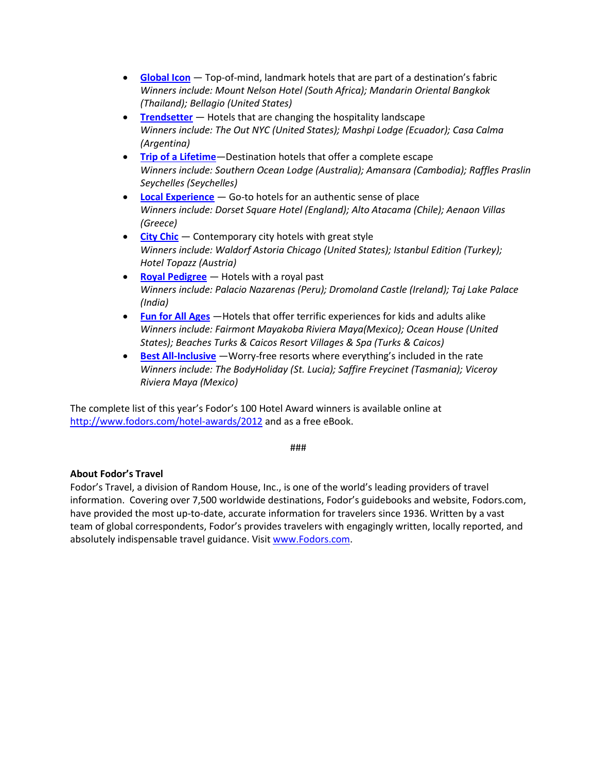- **Global Icon** — Top-of-mind, landmark hotels that are part of a destination's fabric
  *Winners include: Mount Nelson Hotel (South Africa); Mandarin Oriental Bangkok (Thailand); Bellagio (United States)*
- **Trendsetter** — Hotels that are changing the hospitality landscape
  *Winners include: The Out NYC (United States); Mashpi Lodge (Ecuador); Casa Calma (Argentina)*
- **Trip of a Lifetime**—Destination hotels that offer a complete escape
  *Winners include: Southern Ocean Lodge (Australia); Amansara (Cambodia); Raffles Praslin Seychelles (Seychelles)*
- **Local Experience** — Go-to hotels for an authentic sense of place
  *Winners include: Dorset Square Hotel (England); Alto Atacama (Chile); Aenaon Villas (Greece)*
- **City Chic** — Contemporary city hotels with great style
  *Winners include: Waldorf Astoria Chicago (United States); Istanbul Edition (Turkey); Hotel Topazz (Austria)*
- **Royal Pedigree** — Hotels with a royal past
  *Winners include: Palacio Nazarenas (Peru); Dromoland Castle (Ireland); Taj Lake Palace (India)*
- **Fun for All Ages** —Hotels that offer terrific experiences for kids and adults alike
  *Winners include: Fairmont Mayakoba Riviera Maya(Mexico); Ocean House (United States); Beaches Turks & Caicos Resort Villages & Spa (Turks & Caicos)*
- **Best All-Inclusive** —Worry-free resorts where everything's included in the rate
  *Winners include: The BodyHoliday (St. Lucia); Saffire Freycinet (Tasmania); Viceroy Riviera Maya (Mexico)*

The complete list of this year's Fodor's 100 Hotel Award winners is available online at http://www.fodors.com/hotel-awards/2012 and as a free eBook.

###

**About Fodor's Travel**
Fodor's Travel, a division of Random House, Inc., is one of the world's leading providers of travel information. Covering over 7,500 worldwide destinations, Fodor's guidebooks and website, Fodors.com, have provided the most up-to-date, accurate information for travelers since 1936. Written by a vast team of global correspondents, Fodor's provides travelers with engagingly written, locally reported, and absolutely indispensable travel guidance. Visit www.Fodors.com.